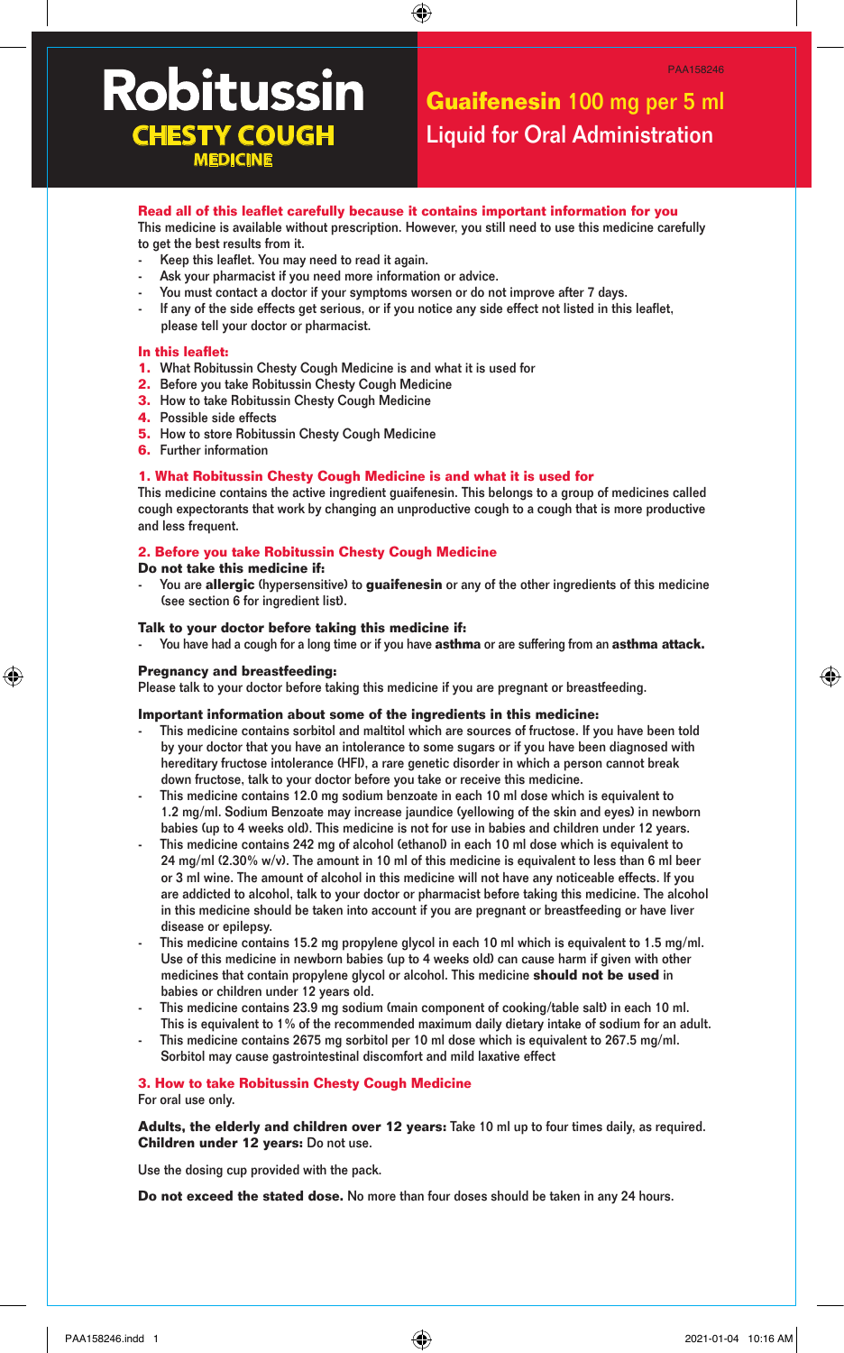# Robitussin CHESTY COUGH MEDICINE

PAA158246

## Guaifenesin 100 mg per 5 ml Liquid for Oral Administration

**Read all of this leaflet carefully because it contains important information for you**

This medicine is available without prescription. However, you still need to use this medicine carefully to get the best results from it.

- Keep this leaflet. You may need to read it again.
- Ask your pharmacist if you need more information or advice.
- You must contact a doctor if your symptoms worsen or do not improve after 7 days.
- If any of the side effects get serious, or if you notice any side effect not listed in this leaflet, please tell your doctor or pharmacist.

**In this leaflet:**

1. What Robitussin Chesty Cough Medicine is and what it is used for
2. Before you take Robitussin Chesty Cough Medicine
3. How to take Robitussin Chesty Cough Medicine
4. Possible side effects
5. How to store Robitussin Chesty Cough Medicine
6. Further information

### 1. What Robitussin Chesty Cough Medicine is and what it is used for

This medicine contains the active ingredient guaifenesin. This belongs to a group of medicines called cough expectorants that work by changing an unproductive cough to a cough that is more productive and less frequent.

### 2. Before you take Robitussin Chesty Cough Medicine

**Do not take this medicine if:**

- You are **allergic** (hypersensitive) to **guaifenesin** or any of the other ingredients of this medicine (see section 6 for ingredient list).

**Talk to your doctor before taking this medicine if:**

- You have had a cough for a long time or if you have **asthma** or are suffering from an **asthma attack.**

**Pregnancy and breastfeeding:**

Please talk to your doctor before taking this medicine if you are pregnant or breastfeeding.

**Important information about some of the ingredients in this medicine:**

- This medicine contains sorbitol and maltitol which are sources of fructose. If you have been told by your doctor that you have an intolerance to some sugars or if you have been diagnosed with hereditary fructose intolerance (HFI), a rare genetic disorder in which a person cannot break down fructose, talk to your doctor before you take or receive this medicine.
- This medicine contains 12.0 mg sodium benzoate in each 10 ml dose which is equivalent to 1.2 mg/ml. Sodium Benzoate may increase jaundice (yellowing of the skin and eyes) in newborn babies (up to 4 weeks old). This medicine is not for use in babies and children under 12 years.
- This medicine contains 242 mg of alcohol (ethanol) in each 10 ml dose which is equivalent to 24 mg/ml (2.30% w/v). The amount in 10 ml of this medicine is equivalent to less than 6 ml beer or 3 ml wine. The amount of alcohol in this medicine will not have any noticeable effects. If you are addicted to alcohol, talk to your doctor or pharmacist before taking this medicine. The alcohol in this medicine should be taken into account if you are pregnant or breastfeeding or have liver disease or epilepsy.
- This medicine contains 15.2 mg propylene glycol in each 10 ml which is equivalent to 1.5 mg/ml. Use of this medicine in newborn babies (up to 4 weeks old) can cause harm if given with other medicines that contain propylene glycol or alcohol. This medicine **should not be used** in babies or children under 12 years old.
- This medicine contains 23.9 mg sodium (main component of cooking/table salt) in each 10 ml. This is equivalent to 1% of the recommended maximum daily dietary intake of sodium for an adult.
- This medicine contains 2675 mg sorbitol per 10 ml dose which is equivalent to 267.5 mg/ml. Sorbitol may cause gastrointestinal discomfort and mild laxative effect

### 3. How to take Robitussin Chesty Cough Medicine

For oral use only.

**Adults, the elderly and children over 12 years:** Take 10 ml up to four times daily, as required.
**Children under 12 years:** Do not use.

Use the dosing cup provided with the pack.

**Do not exceed the stated dose.** No more than four doses should be taken in any 24 hours.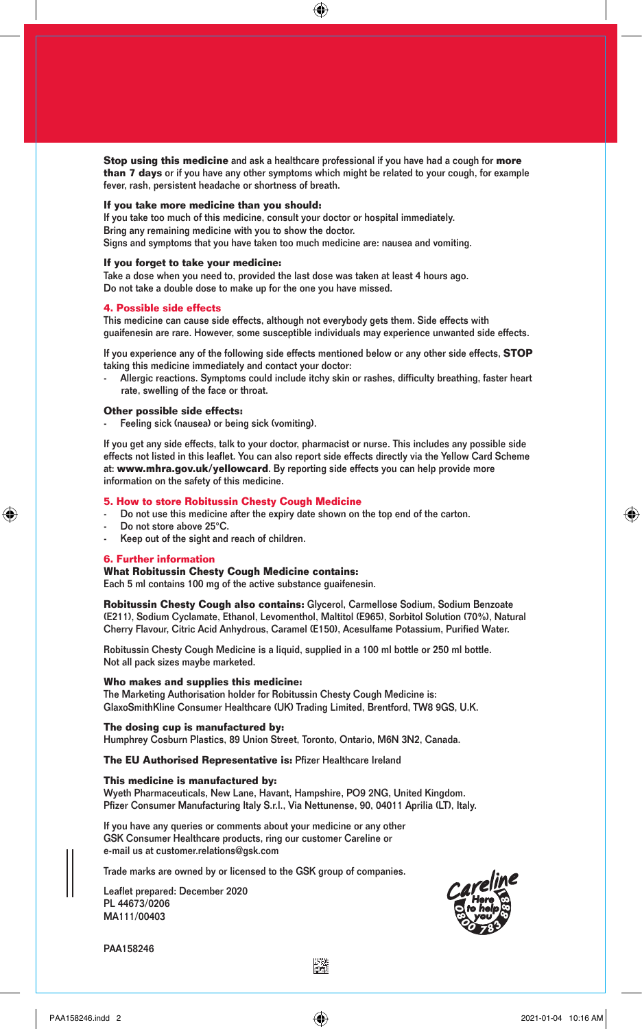**Stop using this medicine** and ask a healthcare professional if you have had a cough for **more than 7 days** or if you have any other symptoms which might be related to your cough, for example fever, rash, persistent headache or shortness of breath.

**If you take more medicine than you should:**
If you take too much of this medicine, consult your doctor or hospital immediately.
Bring any remaining medicine with you to show the doctor.
Signs and symptoms that you have taken too much medicine are: nausea and vomiting.

**If you forget to take your medicine:**
Take a dose when you need to, provided the last dose was taken at least 4 hours ago.
Do not take a double dose to make up for the one you have missed.

## 4. Possible side effects

This medicine can cause side effects, although not everybody gets them. Side effects with guaifenesin are rare. However, some susceptible individuals may experience unwanted side effects.

If you experience any of the following side effects mentioned below or any other side effects, **STOP** taking this medicine immediately and contact your doctor:

- Allergic reactions. Symptoms could include itchy skin or rashes, difficulty breathing, faster heart rate, swelling of the face or throat.

**Other possible side effects:**

- Feeling sick (nausea) or being sick (vomiting).

If you get any side effects, talk to your doctor, pharmacist or nurse. This includes any possible side effects not listed in this leaflet. You can also report side effects directly via the Yellow Card Scheme at: **www.mhra.gov.uk/yellowcard**. By reporting side effects you can help provide more information on the safety of this medicine.

## 5. How to store Robitussin Chesty Cough Medicine

- Do not use this medicine after the expiry date shown on the top end of the carton.
- Do not store above 25°C.
- Keep out of the sight and reach of children.

## 6. Further information

**What Robitussin Chesty Cough Medicine contains:**
Each 5 ml contains 100 mg of the active substance guaifenesin.

**Robitussin Chesty Cough also contains:** Glycerol, Carmellose Sodium, Sodium Benzoate (E211), Sodium Cyclamate, Ethanol, Levomenthol, Maltitol (E965), Sorbitol Solution (70%), Natural Cherry Flavour, Citric Acid Anhydrous, Caramel (E150), Acesulfame Potassium, Purified Water.

Robitussin Chesty Cough Medicine is a liquid, supplied in a 100 ml bottle or 250 ml bottle.
Not all pack sizes maybe marketed.

**Who makes and supplies this medicine:**
The Marketing Authorisation holder for Robitussin Chesty Cough Medicine is:
GlaxoSmithKline Consumer Healthcare (UK) Trading Limited, Brentford, TW8 9GS, U.K.

**The dosing cup is manufactured by:**
Humphrey Cosburn Plastics, 89 Union Street, Toronto, Ontario, M6N 3N2, Canada.

**The EU Authorised Representative is:** Pfizer Healthcare Ireland

**This medicine is manufactured by:**
Wyeth Pharmaceuticals, New Lane, Havant, Hampshire, PO9 2NG, United Kingdom.
Pfizer Consumer Manufacturing Italy S.r.l., Via Nettunense, 90, 04011 Aprilia (LT), Italy.

If you have any queries or comments about your medicine or any other GSK Consumer Healthcare products, ring our customer Careline or e-mail us at customer.relations@gsk.com

Trade marks are owned by or licensed to the GSK group of companies.

Leaflet prepared: December 2020
PL 44673/0206
MA111/00403

Careline
Here to help you
0800 783 8881

PAA158246